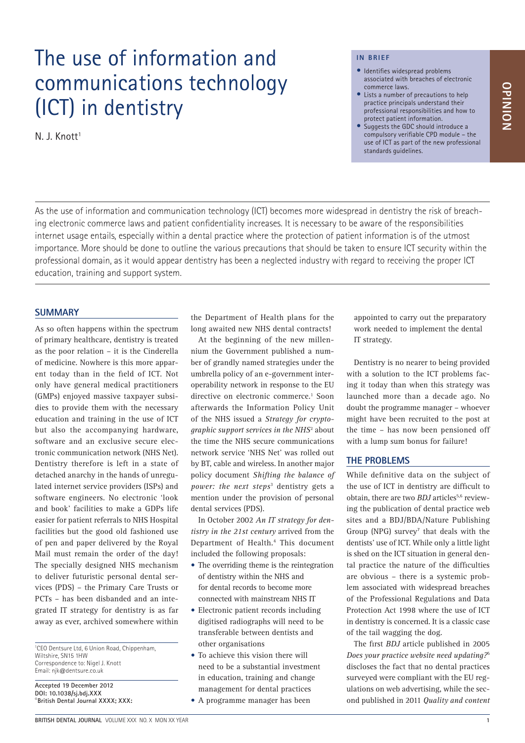# The use of information and communications technology (ICT) in dentistry

N. J. Knott[1]

**IN BRIEF**

- Identifies widespread problems associated with breaches of electronic commerce laws.
- Lists a number of precautions to help practice principals understand their professional responsibilities and how to protect patient information.
- Suggests the GDC should introduce a compulsory verifiable CPD module – the use of ICT as part of the new professional standards guidelines.

OPINION

As the use of information and communication technology (ICT) becomes more widespread in dentistry the risk of breaching electronic commerce laws and patient confidentiality increases. It is necessary to be aware of the responsibilities internet usage entails, especially within a dental practice where the protection of patient information is of the utmost importance. More should be done to outline the various precautions that should be taken to ensure ICT security within the professional domain, as it would appear dentistry has been a neglected industry with regard to receiving the proper ICT education, training and support system.

## SUMMARY

As so often happens within the spectrum of primary healthcare, dentistry is treated as the poor relation – it is the Cinderella of medicine. Nowhere is this more apparent today than in the field of ICT. Not only have general medical practitioners (GMPs) enjoyed massive taxpayer subsidies to provide them with the necessary education and training in the use of ICT but also the accompanying hardware, software and an exclusive secure electronic communication network (NHS Net). Dentistry therefore is left in a state of detached anarchy in the hands of unregulated internet service providers (ISPs) and software engineers. No electronic 'look and book' facilities to make a GDPs life easier for patient referrals to NHS Hospital facilities but the good old fashioned use of pen and paper delivered by the Royal Mail must remain the order of the day! The specially designed NHS mechanism to deliver futuristic personal dental services (PDS) – the Primary Care Trusts or PCTs – has been disbanded and an integrated IT strategy for dentistry is as far away as ever, archived somewhere within the Department of Health plans for the long awaited new NHS dental contracts!

At the beginning of the new millennium the Government published a number of grandly named strategies under the umbrella policy of an e-government interoperability network in response to the EU directive on electronic commerce.[1] Soon afterwards the Information Policy Unit of the NHS issued a *Strategy for cryptographic support services in the NHS*[2] about the time the NHS secure communications network service 'NHS Net' was rolled out by BT, cable and wireless. In another major policy document *Shifting the balance of power: the next steps*[3] dentistry gets a mention under the provision of personal dental services (PDS).

In October 2002 *An IT strategy for dentistry in the 21st century* arrived from the Department of Health.[4] This document included the following proposals:

- The overriding theme is the reintegration of dentistry within the NHS and for dental records to become more connected with mainstream NHS IT
- Electronic patient records including digitised radiographs will need to be transferable between dentists and other organisations
- To achieve this vision there will need to be a substantial investment in education, training and change management for dental practices
- A programme manager has been appointed to carry out the preparatory work needed to implement the dental IT strategy.

Dentistry is no nearer to being provided with a solution to the ICT problems facing it today than when this strategy was launched more than a decade ago. No doubt the programme manager – whoever might have been recruited to the post at the time – has now been pensioned off with a lump sum bonus for failure!

## THE PROBLEMS

While definitive data on the subject of the use of ICT in dentistry are difficult to obtain, there are two *BDJ* articles[5,6] reviewing the publication of dental practice web sites and a BDJ/BDA/Nature Publishing Group (NPG) survey[7] that deals with the dentists' use of ICT. While only a little light is shed on the ICT situation in general dental practice the nature of the difficulties are obvious – there is a systemic problem associated with widespread breaches of the Professional Regulations and Data Protection Act 1998 where the use of ICT in dentistry is concerned. It is a classic case of the tail wagging the dog.

The first *BDJ* article published in 2005 *Does your practice website need updating?*[5] discloses the fact that no dental practices surveyed were compliant with the EU regulations on web advertising, while the second published in 2011 *Quality and content*

---

[1]CEO Dentsure Ltd, 6 Union Road, Chippenham, Wiltshire, SN15 1HW
Correspondence to: Nigel J. Knott
Email: njk@dentsure.co.uk

**Accepted 19 December 2012**
**DOI: 10.1038/sj.bdj.XXX**
**©British Dental Journal XXXX; XXX:**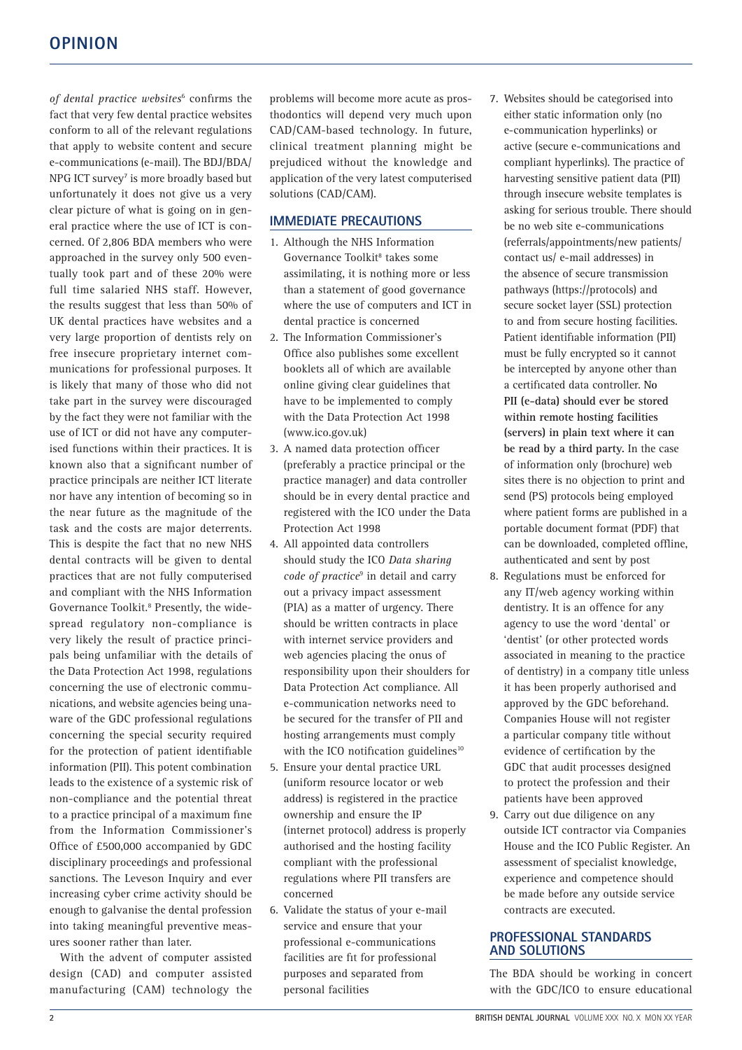*of dental practice websites*[6] confirms the fact that very few dental practice websites conform to all of the relevant regulations that apply to website content and secure e-communications (e-mail). The BDJ/BDA/NPG ICT survey[7] is more broadly based but unfortunately it does not give us a very clear picture of what is going on in general practice where the use of ICT is concerned. Of 2,806 BDA members who were approached in the survey only 500 eventually took part and of these 20% were full time salaried NHS staff. However, the results suggest that less than 50% of UK dental practices have websites and a very large proportion of dentists rely on free insecure proprietary internet communications for professional purposes. It is likely that many of those who did not take part in the survey were discouraged by the fact they were not familiar with the use of ICT or did not have any computerised functions within their practices. It is known also that a significant number of practice principals are neither ICT literate nor have any intention of becoming so in the near future as the magnitude of the task and the costs are major deterrents. This is despite the fact that no new NHS dental contracts will be given to dental practices that are not fully computerised and compliant with the NHS Information Governance Toolkit.[8] Presently, the widespread regulatory non-compliance is very likely the result of practice principals being unfamiliar with the details of the Data Protection Act 1998, regulations concerning the use of electronic communications, and website agencies being unaware of the GDC professional regulations concerning the special security required for the protection of patient identifiable information (PII). This potent combination leads to the existence of a systemic risk of non-compliance and the potential threat to a practice principal of a maximum fine from the Information Commissioner's Office of £500,000 accompanied by GDC disciplinary proceedings and professional sanctions. The Leveson Inquiry and ever increasing cyber crime activity should be enough to galvanise the dental profession into taking meaningful preventive measures sooner rather than later.

With the advent of computer assisted design (CAD) and computer assisted manufacturing (CAM) technology the problems will become more acute as prosthodontics will depend very much upon CAD/CAM-based technology. In future, clinical treatment planning might be prejudiced without the knowledge and application of the very latest computerised solutions (CAD/CAM).

## IMMEDIATE PRECAUTIONS

1. Although the NHS Information Governance Toolkit[8] takes some assimilating, it is nothing more or less than a statement of good governance where the use of computers and ICT in dental practice is concerned
2. The Information Commissioner's Office also publishes some excellent booklets all of which are available online giving clear guidelines that have to be implemented to comply with the Data Protection Act 1998 (www.ico.gov.uk)
3. A named data protection officer (preferably a practice principal or the practice manager) and data controller should be in every dental practice and registered with the ICO under the Data Protection Act 1998
4. All appointed data controllers should study the ICO *Data sharing code of practice*[9] in detail and carry out a privacy impact assessment (PIA) as a matter of urgency. There should be written contracts in place with internet service providers and web agencies placing the onus of responsibility upon their shoulders for Data Protection Act compliance. All e-communication networks need to be secured for the transfer of PII and hosting arrangements must comply with the ICO notification guidelines[10]
5. Ensure your dental practice URL (uniform resource locator or web address) is registered in the practice ownership and ensure the IP (internet protocol) address is properly authorised and the hosting facility compliant with the professional regulations where PII transfers are concerned
6. Validate the status of your e-mail service and ensure that your professional e-communications facilities are fit for professional purposes and separated from personal facilities
7. Websites should be categorised into either static information only (no e-communication hyperlinks) or active (secure e-communications and compliant hyperlinks). The practice of harvesting sensitive patient data (PII) through insecure website templates is asking for serious trouble. There should be no web site e-communications (referrals/appointments/new patients/contact us/ e-mail addresses) in the absence of secure transmission pathways (https://protocols) and secure socket layer (SSL) protection to and from secure hosting facilities. Patient identifiable information (PII) must be fully encrypted so it cannot be intercepted by anyone other than a certificated data controller. **No PII (e-data) should ever be stored within remote hosting facilities (servers) in plain text where it can be read by a third party.** In the case of information only (brochure) web sites there is no objection to print and send (PS) protocols being employed where patient forms are published in a portable document format (PDF) that can be downloaded, completed offline, authenticated and sent by post
8. Regulations must be enforced for any IT/web agency working within dentistry. It is an offence for any agency to use the word 'dental' or 'dentist' (or other protected words associated in meaning to the practice of dentistry) in a company title unless it has been properly authorised and approved by the GDC beforehand. Companies House will not register a particular company title without evidence of certification by the GDC that audit processes designed to protect the profession and their patients have been approved
9. Carry out due diligence on any outside ICT contractor via Companies House and the ICO Public Register. An assessment of specialist knowledge, experience and competence should be made before any outside service contracts are executed.

## PROFESSIONAL STANDARDS AND SOLUTIONS

The BDA should be working in concert with the GDC/ICO to ensure educational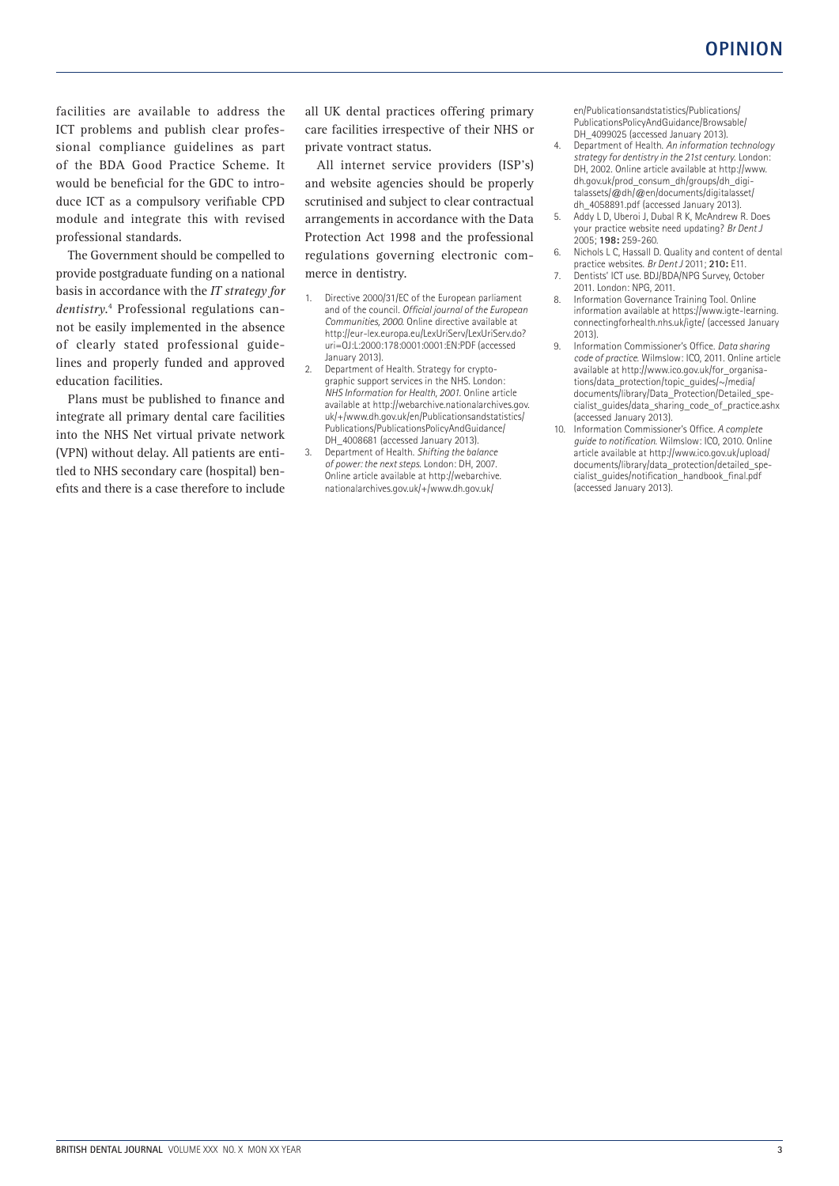facilities are available to address the ICT problems and publish clear professional compliance guidelines as part of the BDA Good Practice Scheme. It would be beneficial for the GDC to introduce ICT as a compulsory verifiable CPD module and integrate this with revised professional standards.

The Government should be compelled to provide postgraduate funding on a national basis in accordance with the *IT strategy for dentistry*.[4] Professional regulations cannot be easily implemented in the absence of clearly stated professional guidelines and properly funded and approved education facilities.

Plans must be published to finance and integrate all primary dental care facilities into the NHS Net virtual private network (VPN) without delay. All patients are entitled to NHS secondary care (hospital) benefits and there is a case therefore to include all UK dental practices offering primary care facilities irrespective of their NHS or private vontract status.

All internet service providers (ISP's) and website agencies should be properly scrutinised and subject to clear contractual arrangements in accordance with the Data Protection Act 1998 and the professional regulations governing electronic commerce in dentistry.

1. Directive 2000/31/EC of the European parliament and of the council. *Official journal of the European Communities, 2000.* Online directive available at http://eur-lex.europa.eu/LexUriServ/LexUriServ.do?uri=OJ:L:2000:178:0001:0001:EN:PDF (accessed January 2013).
2. Department of Health. Strategy for cryptographic support services in the NHS. London: *NHS Information for Health, 2001.* Online article available at http://webarchive.nationalarchives.gov.uk/+/www.dh.gov.uk/en/Publicationsandstatistics/Publications/PublicationsPolicyAndGuidance/DH_4008681 (accessed January 2013).
3. Department of Health. *Shifting the balance of power: the next steps.* London: DH, 2007. Online article available at http://webarchive.nationalarchives.gov.uk/+/www.dh.gov.uk/en/Publicationsandstatistics/Publications/PublicationsPolicyAndGuidance/Browsable/DH_4099025 (accessed January 2013).
4. Department of Health. *An information technology strategy for dentistry in the 21st century.* London: DH, 2002. Online article available at http://www.dh.gov.uk/prod_consum_dh/groups/dh_digitalassets/@dh/@en/documents/digitalasset/dh_4058891.pdf (accessed January 2013).
5. Addy L D, Uberoi J, Dubal R K, McAndrew R. Does your practice website need updating? *Br Dent J* 2005; **198:** 259-260.
6. Nichols L C, Hassall D. Quality and content of dental practice websites. *Br Dent J* 2011; **210:** E11.
7. Dentists' ICT use. BDJ/BDA/NPG Survey, October 2011. London: NPG, 2011.
8. Information Governance Training Tool. Online information available at https://www.igte-learning.connectingforhealth.nhs.uk/igte/ (accessed January 2013).
9. Information Commissioner's Office. *Data sharing code of practice.* Wilmslow: ICO, 2011. Online article available at http://www.ico.gov.uk/for_organisations/data_protection/topic_guides/~/media/documents/library/Data_Protection/Detailed_specialist_guides/data_sharing_code_of_practice.ashx (accessed January 2013).
10. Information Commissioner's Office. *A complete guide to notification.* Wilmslow: ICO, 2010. Online article available at http://www.ico.gov.uk/upload/documents/library/data_protection/detailed_specialist_guides/notification_handbook_final.pdf (accessed January 2013).